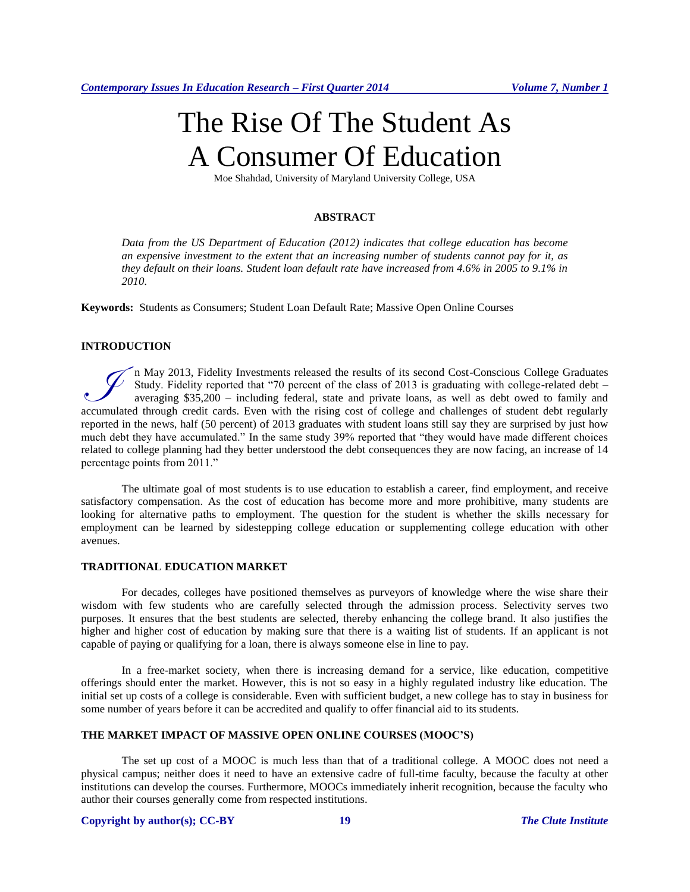# The Rise Of The Student As A Consumer Of Education

Moe Shahdad, University of Maryland University College, USA

## ABSTRACT

*Data from the US Department of Education (2012) indicates that college education has become an expensive investment to the extent that an increasing number of students cannot pay for it, as they default on their loans. Student loan default rate have increased from 4.6% in 2005 to 9.1% in 2010.*

**Keywords:** Students as Consumers; Student Loan Default Rate; Massive Open Online Courses

## INTRODUCTION

In May 2013, Fidelity Investments released the results of its second Cost-Conscious College Graduates Study. Fidelity reported that "70 percent of the class of 2013 is graduating with college-related debt – averaging $35,200 – including federal, state and private loans, as well as debt owed to family and accumulated through credit cards. Even with the rising cost of college and challenges of student debt regularly reported in the news, half (50 percent) of 2013 graduates with student loans still say they are surprised by just how much debt they have accumulated." In the same study 39% reported that "they would have made different choices related to college planning had they better understood the debt consequences they are now facing, an increase of 14 percentage points from 2011."

The ultimate goal of most students is to use education to establish a career, find employment, and receive satisfactory compensation. As the cost of education has become more and more prohibitive, many students are looking for alternative paths to employment. The question for the student is whether the skills necessary for employment can be learned by sidestepping college education or supplementing college education with other avenues.

## TRADITIONAL EDUCATION MARKET

For decades, colleges have positioned themselves as purveyors of knowledge where the wise share their wisdom with few students who are carefully selected through the admission process. Selectivity serves two purposes. It ensures that the best students are selected, thereby enhancing the college brand. It also justifies the higher and higher cost of education by making sure that there is a waiting list of students. If an applicant is not capable of paying or qualifying for a loan, there is always someone else in line to pay.

In a free-market society, when there is increasing demand for a service, like education, competitive offerings should enter the market. However, this is not so easy in a highly regulated industry like education. The initial set up costs of a college is considerable. Even with sufficient budget, a new college has to stay in business for some number of years before it can be accredited and qualify to offer financial aid to its students.

## THE MARKET IMPACT OF MASSIVE OPEN ONLINE COURSES (MOOC'S)

The set up cost of a MOOC is much less than that of a traditional college. A MOOC does not need a physical campus; neither does it need to have an extensive cadre of full-time faculty, because the faculty at other institutions can develop the courses. Furthermore, MOOCs immediately inherit recognition, because the faculty who author their courses generally come from respected institutions.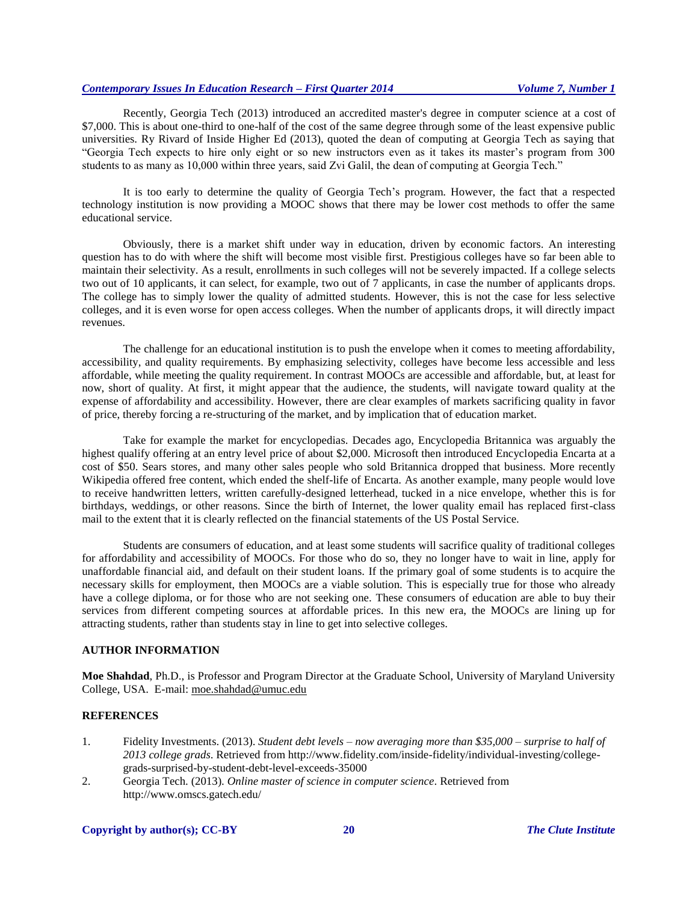Recently, Georgia Tech (2013) introduced an accredited master's degree in computer science at a cost of $7,000. This is about one-third to one-half of the cost of the same degree through some of the least expensive public universities. Ry Rivard of Inside Higher Ed (2013), quoted the dean of computing at Georgia Tech as saying that "Georgia Tech expects to hire only eight or so new instructors even as it takes its master's program from 300 students to as many as 10,000 within three years, said Zvi Galil, the dean of computing at Georgia Tech."

It is too early to determine the quality of Georgia Tech's program. However, the fact that a respected technology institution is now providing a MOOC shows that there may be lower cost methods to offer the same educational service.

Obviously, there is a market shift under way in education, driven by economic factors. An interesting question has to do with where the shift will become most visible first. Prestigious colleges have so far been able to maintain their selectivity. As a result, enrollments in such colleges will not be severely impacted. If a college selects two out of 10 applicants, it can select, for example, two out of 7 applicants, in case the number of applicants drops. The college has to simply lower the quality of admitted students. However, this is not the case for less selective colleges, and it is even worse for open access colleges. When the number of applicants drops, it will directly impact revenues.

The challenge for an educational institution is to push the envelope when it comes to meeting affordability, accessibility, and quality requirements. By emphasizing selectivity, colleges have become less accessible and less affordable, while meeting the quality requirement. In contrast MOOCs are accessible and affordable, but, at least for now, short of quality. At first, it might appear that the audience, the students, will navigate toward quality at the expense of affordability and accessibility. However, there are clear examples of markets sacrificing quality in favor of price, thereby forcing a re-structuring of the market, and by implication that of education market.

Take for example the market for encyclopedias. Decades ago, Encyclopedia Britannica was arguably the highest qualify offering at an entry level price of about $2,000. Microsoft then introduced Encyclopedia Encarta at a cost of $50. Sears stores, and many other sales people who sold Britannica dropped that business. More recently Wikipedia offered free content, which ended the shelf-life of Encarta. As another example, many people would love to receive handwritten letters, written carefully-designed letterhead, tucked in a nice envelope, whether this is for birthdays, weddings, or other reasons. Since the birth of Internet, the lower quality email has replaced first-class mail to the extent that it is clearly reflected on the financial statements of the US Postal Service.

Students are consumers of education, and at least some students will sacrifice quality of traditional colleges for affordability and accessibility of MOOCs. For those who do so, they no longer have to wait in line, apply for unaffordable financial aid, and default on their student loans. If the primary goal of some students is to acquire the necessary skills for employment, then MOOCs are a viable solution. This is especially true for those who already have a college diploma, or for those who are not seeking one. These consumers of education are able to buy their services from different competing sources at affordable prices. In this new era, the MOOCs are lining up for attracting students, rather than students stay in line to get into selective colleges.

## AUTHOR INFORMATION

**Moe Shahdad**, Ph.D., is Professor and Program Director at the Graduate School, University of Maryland University College, USA. E-mail: moe.shahdad@umuc.edu

## REFERENCES

1. Fidelity Investments. (2013). *Student debt levels – now averaging more than $35,000 – surprise to half of 2013 college grads.* Retrieved from http://www.fidelity.com/inside-fidelity/individual-investing/college-grads-surprised-by-student-debt-level-exceeds-35000
2. Georgia Tech. (2013). *Online master of science in computer science*. Retrieved from http://www.omscs.gatech.edu/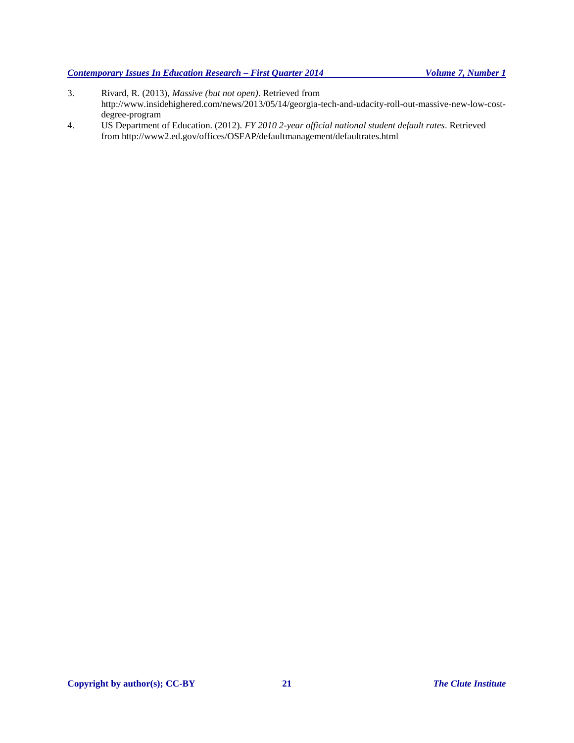3. Rivard, R. (2013), *Massive (but not open)*. Retrieved from http://www.insidehighered.com/news/2013/05/14/georgia-tech-and-udacity-roll-out-massive-new-low-cost-degree-program
4. US Department of Education. (2012). *FY 2010 2-year official national student default rates*. Retrieved from http://www2.ed.gov/offices/OSFAP/defaultmanagement/defaultrates.html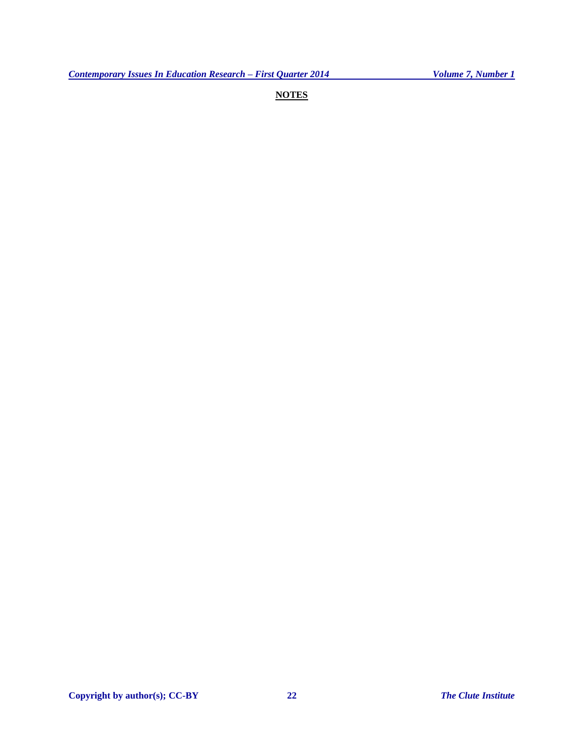**NOTES**